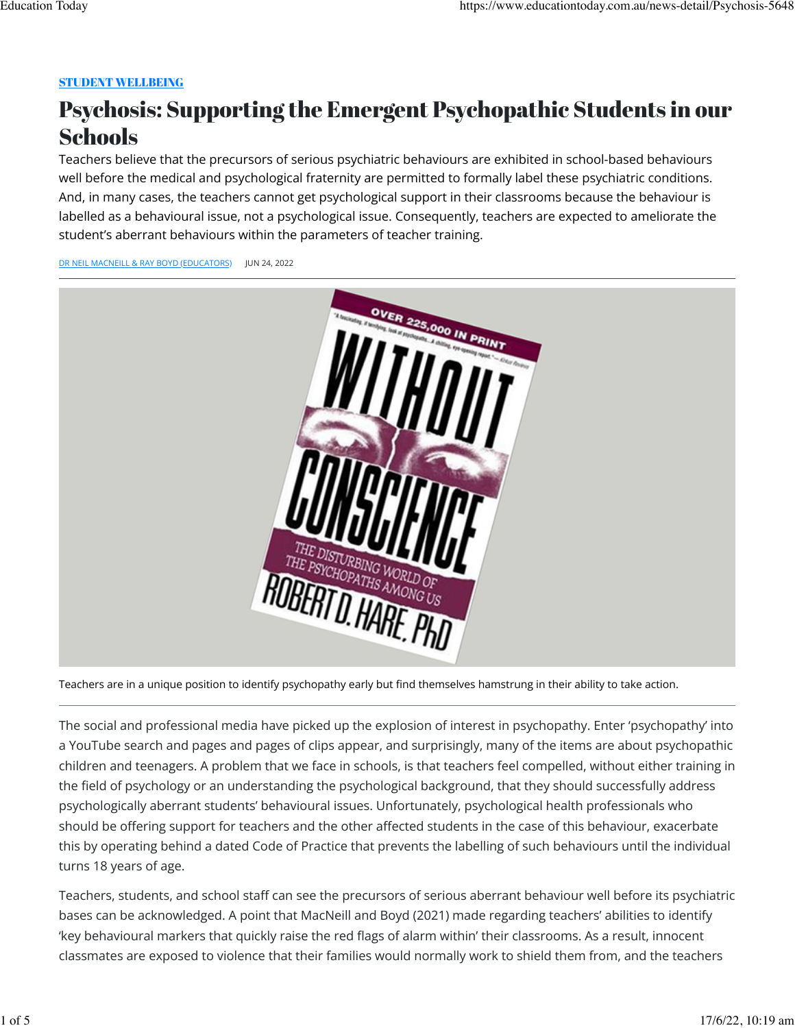STUDENT WELLBEING

# Psychosis: Supporting the Emergent Psychopathic Students in our Schools

Teachers believe that the precursors of serious psychiatric behaviours are exhibited in school-based behaviours well before the medical and psychological fraternity are permitted to formally label these psychiatric conditions. And, in many cases, the teachers cannot get psychological support in their classrooms because the behaviour is labelled as a behavioural issue, not a psychological issue. Consequently, teachers are expected to ameliorate the student's aberrant behaviours within the parameters of teacher training.

DR NEIL MACNEILL & RAY BOYD (EDUCATORS)    JUN 24, 2022

Teachers are in a unique position to identify psychopathy early but find themselves hamstrung in their ability to take action.

The social and professional media have picked up the explosion of interest in psychopathy. Enter 'psychopathy' into a YouTube search and pages and pages of clips appear, and surprisingly, many of the items are about psychopathic children and teenagers. A problem that we face in schools, is that teachers feel compelled, without either training in the field of psychology or an understanding the psychological background, that they should successfully address psychologically aberrant students' behavioural issues. Unfortunately, psychological health professionals who should be offering support for teachers and the other affected students in the case of this behaviour, exacerbate this by operating behind a dated Code of Practice that prevents the labelling of such behaviours until the individual turns 18 years of age.

Teachers, students, and school staff can see the precursors of serious aberrant behaviour well before its psychiatric bases can be acknowledged. A point that MacNeill and Boyd (2021) made regarding teachers' abilities to identify 'key behavioural markers that quickly raise the red flags of alarm within' their classrooms. As a result, innocent classmates are exposed to violence that their families would normally work to shield them from, and the teachers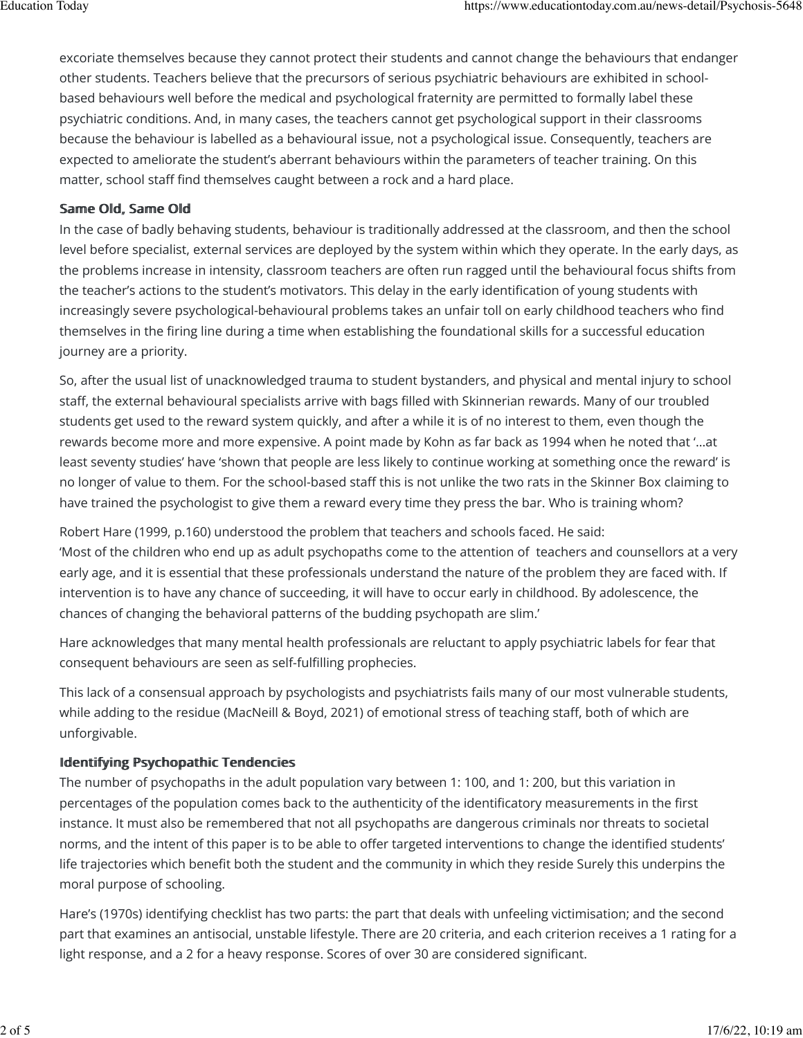excoriate themselves because they cannot protect their students and cannot change the behaviours that endanger other students. Teachers believe that the precursors of serious psychiatric behaviours are exhibited in school-based behaviours well before the medical and psychological fraternity are permitted to formally label these psychiatric conditions. And, in many cases, the teachers cannot get psychological support in their classrooms because the behaviour is labelled as a behavioural issue, not a psychological issue. Consequently, teachers are expected to ameliorate the student's aberrant behaviours within the parameters of teacher training. On this matter, school staff find themselves caught between a rock and a hard place.

### Same Old, Same Old

In the case of badly behaving students, behaviour is traditionally addressed at the classroom, and then the school level before specialist, external services are deployed by the system within which they operate. In the early days, as the problems increase in intensity, classroom teachers are often run ragged until the behavioural focus shifts from the teacher's actions to the student's motivators. This delay in the early identification of young students with increasingly severe psychological-behavioural problems takes an unfair toll on early childhood teachers who find themselves in the firing line during a time when establishing the foundational skills for a successful education journey are a priority.

So, after the usual list of unacknowledged trauma to student bystanders, and physical and mental injury to school staff, the external behavioural specialists arrive with bags filled with Skinnerian rewards. Many of our troubled students get used to the reward system quickly, and after a while it is of no interest to them, even though the rewards become more and more expensive. A point made by Kohn as far back as 1994 when he noted that '...at least seventy studies' have 'shown that people are less likely to continue working at something once the reward' is no longer of value to them. For the school-based staff this is not unlike the two rats in the Skinner Box claiming to have trained the psychologist to give them a reward every time they press the bar. Who is training whom?

Robert Hare (1999, p.160) understood the problem that teachers and schools faced. He said:
'Most of the children who end up as adult psychopaths come to the attention of teachers and counsellors at a very early age, and it is essential that these professionals understand the nature of the problem they are faced with. If intervention is to have any chance of succeeding, it will have to occur early in childhood. By adolescence, the chances of changing the behavioral patterns of the budding psychopath are slim.'

Hare acknowledges that many mental health professionals are reluctant to apply psychiatric labels for fear that consequent behaviours are seen as self-fulfilling prophecies.

This lack of a consensual approach by psychologists and psychiatrists fails many of our most vulnerable students, while adding to the residue (MacNeill & Boyd, 2021) of emotional stress of teaching staff, both of which are unforgivable.

### Identifying Psychopathic Tendencies

The number of psychopaths in the adult population vary between 1: 100, and 1: 200, but this variation in percentages of the population comes back to the authenticity of the identificatory measurements in the first instance. It must also be remembered that not all psychopaths are dangerous criminals nor threats to societal norms, and the intent of this paper is to be able to offer targeted interventions to change the identified students' life trajectories which benefit both the student and the community in which they reside Surely this underpins the moral purpose of schooling.

Hare's (1970s) identifying checklist has two parts: the part that deals with unfeeling victimisation; and the second part that examines an antisocial, unstable lifestyle. There are 20 criteria, and each criterion receives a 1 rating for a light response, and a 2 for a heavy response. Scores of over 30 are considered significant.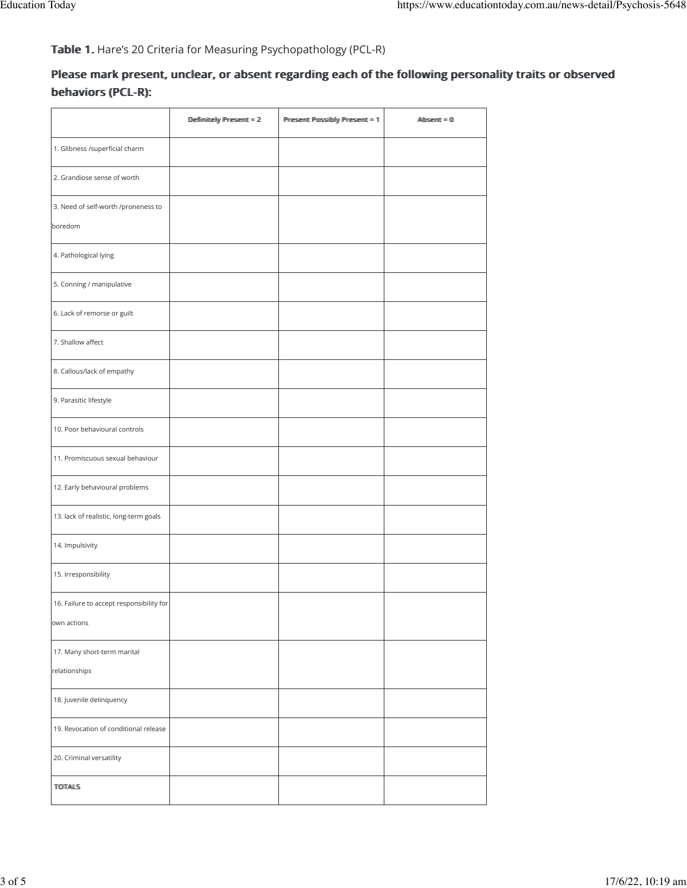**Table 1.** Hare's 20 Criteria for Measuring Psychopathology (PCL-R)

**Please mark present, unclear, or absent regarding each of the following personality traits or observed behaviors (PCL-R):**

| | Definitely Present = 2 | Present Possibly Present = 1 | Absent = 0 |
|---|---|---|---|
| 1. Glibness /superficial charm | | | |
| 2. Grandiose sense of worth | | | |
| 3. Need of self-worth /proneness to boredom | | | |
| 4. Pathological lying | | | |
| 5. Conning / manipulative | | | |
| 6. Lack of remorse or guilt | | | |
| 7. Shallow affect | | | |
| 8. Callous/lack of empathy | | | |
| 9. Parasitic lifestyle | | | |
| 10. Poor behavioural controls | | | |
| 11. Promiscuous sexual behaviour | | | |
| 12. Early behavioural problems | | | |
| 13. lack of realistic, long-term goals | | | |
| 14. Impulsivity | | | |
| 15. Irresponsibility | | | |
| 16. Failure to accept responsibility for own actions | | | |
| 17. Many short-term marital relationships | | | |
| 18. Juvenile delinquency | | | |
| 19. Revocation of conditional release | | | |
| 20. Criminal versatility | | | |
| **TOTALS** | | | |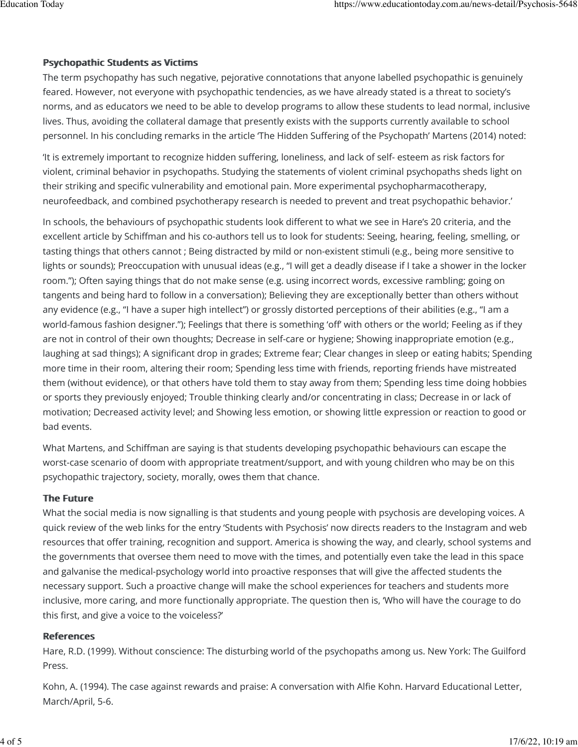## Psychopathic Students as Victims

The term psychopathy has such negative, pejorative connotations that anyone labelled psychopathic is genuinely feared. However, not everyone with psychopathic tendencies, as we have already stated is a threat to society's norms, and as educators we need to be able to develop programs to allow these students to lead normal, inclusive lives. Thus, avoiding the collateral damage that presently exists with the supports currently available to school personnel. In his concluding remarks in the article 'The Hidden Suffering of the Psychopath' Martens (2014) noted:

'It is extremely important to recognize hidden suffering, loneliness, and lack of self- esteem as risk factors for violent, criminal behavior in psychopaths. Studying the statements of violent criminal psychopaths sheds light on their striking and specific vulnerability and emotional pain. More experimental psychopharmacotherapy, neurofeedback, and combined psychotherapy research is needed to prevent and treat psychopathic behavior.'

In schools, the behaviours of psychopathic students look different to what we see in Hare's 20 criteria, and the excellent article by Schiffman and his co-authors tell us to look for students: Seeing, hearing, feeling, smelling, or tasting things that others cannot ; Being distracted by mild or non-existent stimuli (e.g., being more sensitive to lights or sounds); Preoccupation with unusual ideas (e.g., "I will get a deadly disease if I take a shower in the locker room."); Often saying things that do not make sense (e.g. using incorrect words, excessive rambling; going on tangents and being hard to follow in a conversation); Believing they are exceptionally better than others without any evidence (e.g., "I have a super high intellect") or grossly distorted perceptions of their abilities (e.g., "I am a world-famous fashion designer."); Feelings that there is something 'off' with others or the world; Feeling as if they are not in control of their own thoughts; Decrease in self-care or hygiene; Showing inappropriate emotion (e.g., laughing at sad things); A significant drop in grades; Extreme fear; Clear changes in sleep or eating habits; Spending more time in their room, altering their room; Spending less time with friends, reporting friends have mistreated them (without evidence), or that others have told them to stay away from them; Spending less time doing hobbies or sports they previously enjoyed; Trouble thinking clearly and/or concentrating in class; Decrease in or lack of motivation; Decreased activity level; and Showing less emotion, or showing little expression or reaction to good or bad events.

What Martens, and Schiffman are saying is that students developing psychopathic behaviours can escape the worst-case scenario of doom with appropriate treatment/support, and with young children who may be on this psychopathic trajectory, society, morally, owes them that chance.

## The Future

What the social media is now signalling is that students and young people with psychosis are developing voices. A quick review of the web links for the entry 'Students with Psychosis' now directs readers to the Instagram and web resources that offer training, recognition and support. America is showing the way, and clearly, school systems and the governments that oversee them need to move with the times, and potentially even take the lead in this space and galvanise the medical-psychology world into proactive responses that will give the affected students the necessary support. Such a proactive change will make the school experiences for teachers and students more inclusive, more caring, and more functionally appropriate. The question then is, 'Who will have the courage to do this first, and give a voice to the voiceless?'

## References

Hare, R.D. (1999). Without conscience: The disturbing world of the psychopaths among us. New York: The Guilford Press.

Kohn, A. (1994). The case against rewards and praise: A conversation with Alfie Kohn. Harvard Educational Letter, March/April, 5-6.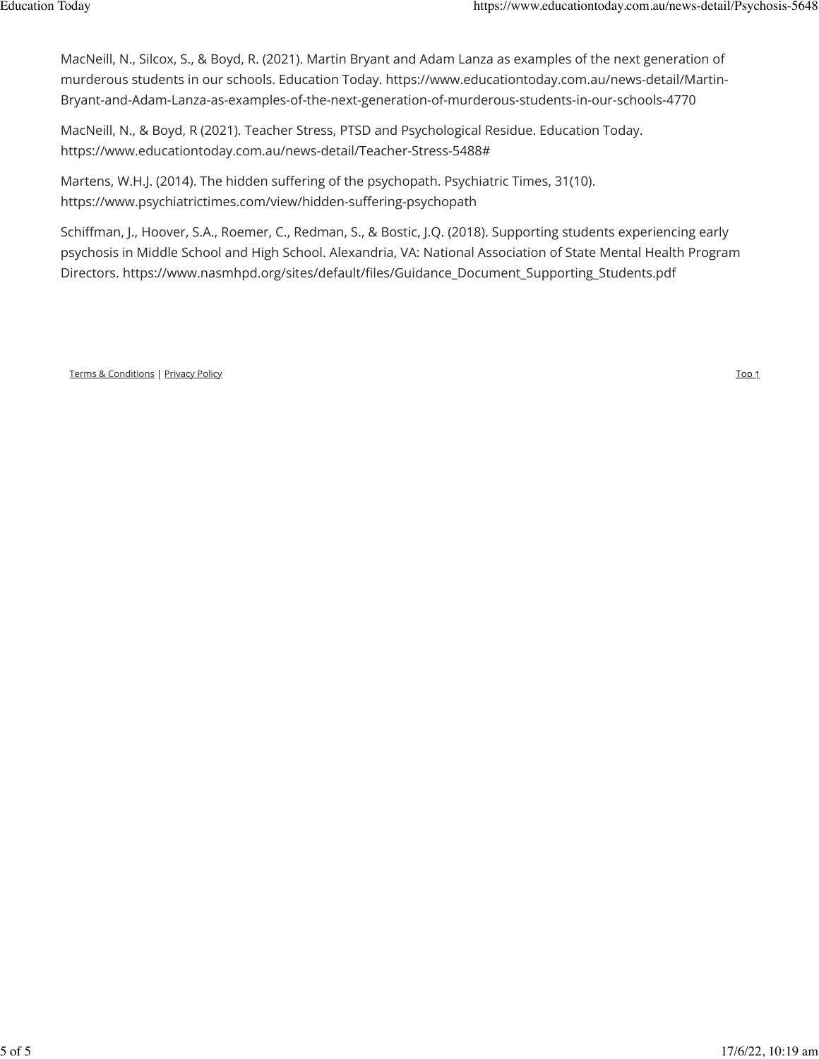MacNeill, N., Silcox, S., & Boyd, R. (2021). Martin Bryant and Adam Lanza as examples of the next generation of murderous students in our schools. Education Today. https://www.educationtoday.com.au/news-detail/Martin-Bryant-and-Adam-Lanza-as-examples-of-the-next-generation-of-murderous-students-in-our-schools-4770

MacNeill, N., & Boyd, R (2021). Teacher Stress, PTSD and Psychological Residue. Education Today. https://www.educationtoday.com.au/news-detail/Teacher-Stress-5488#

Martens, W.H.J. (2014). The hidden suffering of the psychopath. Psychiatric Times, 31(10). https://www.psychiatrictimes.com/view/hidden-suffering-psychopath

Schiffman, J., Hoover, S.A., Roemer, C., Redman, S., & Bostic, J.Q. (2018). Supporting students experiencing early psychosis in Middle School and High School. Alexandria, VA: National Association of State Mental Health Program Directors. https://www.nasmhpd.org/sites/default/files/Guidance_Document_Supporting_Students.pdf

Terms & Conditions | Privacy Policy

Top ↑